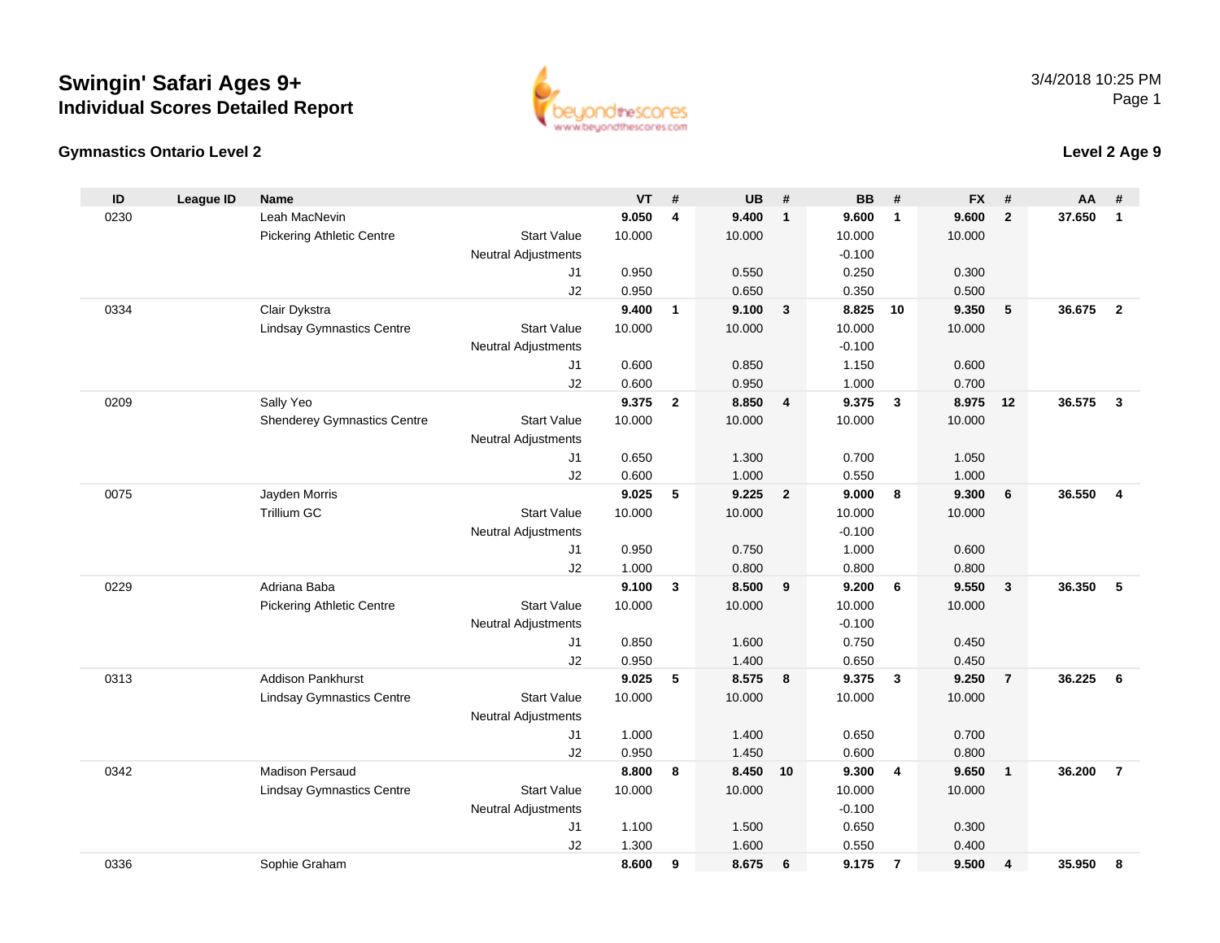# Swingin' Safari Ages 9+

## Individual Scores Detailed Report

3/4/2018 10:25 PM

### Gymnastics Ontario Level 2

### Level 2 Age 9

| ID | League ID | Name | | VT | # | UB | # | BB | # | FX | # | AA | # |
|---|---|---|---|---|---|---|---|---|---|---|---|---|---|
| 0230 | | Leah MacNevin | | **9.050** | **4** | **9.400** | **1** | **9.600** | **1** | **9.600** | **2** | **37.650** | **1** |
| | | Pickering Athletic Centre | Start Value | 10.000 | | 10.000 | | 10.000 | | 10.000 | | | |
| | | | Neutral Adjustments | | | | | -0.100 | | | | | |
| | | | J1 | 0.950 | | 0.550 | | 0.250 | | 0.300 | | | |
| | | | J2 | 0.950 | | 0.650 | | 0.350 | | 0.500 | | | |
| 0334 | | Clair Dykstra | | **9.400** | **1** | **9.100** | **3** | **8.825** | **10** | **9.350** | **5** | **36.675** | **2** |
| | | Lindsay Gymnastics Centre | Start Value | 10.000 | | 10.000 | | 10.000 | | 10.000 | | | |
| | | | Neutral Adjustments | | | | | -0.100 | | | | | |
| | | | J1 | 0.600 | | 0.850 | | 1.150 | | 0.600 | | | |
| | | | J2 | 0.600 | | 0.950 | | 1.000 | | 0.700 | | | |
| 0209 | | Sally Yeo | | **9.375** | **2** | **8.850** | **4** | **9.375** | **3** | **8.975** | **12** | **36.575** | **3** |
| | | Shenderey Gymnastics Centre | Start Value | 10.000 | | 10.000 | | 10.000 | | 10.000 | | | |
| | | | Neutral Adjustments | | | | | | | | | | |
| | | | J1 | 0.650 | | 1.300 | | 0.700 | | 1.050 | | | |
| | | | J2 | 0.600 | | 1.000 | | 0.550 | | 1.000 | | | |
| 0075 | | Jayden Morris | | **9.025** | **5** | **9.225** | **2** | **9.000** | **8** | **9.300** | **6** | **36.550** | **4** |
| | | Trillium GC | Start Value | 10.000 | | 10.000 | | 10.000 | | 10.000 | | | |
| | | | Neutral Adjustments | | | | | -0.100 | | | | | |
| | | | J1 | 0.950 | | 0.750 | | 1.000 | | 0.600 | | | |
| | | | J2 | 1.000 | | 0.800 | | 0.800 | | 0.800 | | | |
| 0229 | | Adriana Baba | | **9.100** | **3** | **8.500** | **9** | **9.200** | **6** | **9.550** | **3** | **36.350** | **5** |
| | | Pickering Athletic Centre | Start Value | 10.000 | | 10.000 | | 10.000 | | 10.000 | | | |
| | | | Neutral Adjustments | | | | | -0.100 | | | | | |
| | | | J1 | 0.850 | | 1.600 | | 0.750 | | 0.450 | | | |
| | | | J2 | 0.950 | | 1.400 | | 0.650 | | 0.450 | | | |
| 0313 | | Addison Pankhurst | | **9.025** | **5** | **8.575** | **8** | **9.375** | **3** | **9.250** | **7** | **36.225** | **6** |
| | | Lindsay Gymnastics Centre | Start Value | 10.000 | | 10.000 | | 10.000 | | 10.000 | | | |
| | | | Neutral Adjustments | | | | | | | | | | |
| | | | J1 | 1.000 | | 1.400 | | 0.650 | | 0.700 | | | |
| | | | J2 | 0.950 | | 1.450 | | 0.600 | | 0.800 | | | |
| 0342 | | Madison Persaud | | **8.800** | **8** | **8.450** | **10** | **9.300** | **4** | **9.650** | **1** | **36.200** | **7** |
| | | Lindsay Gymnastics Centre | Start Value | 10.000 | | 10.000 | | 10.000 | | 10.000 | | | |
| | | | Neutral Adjustments | | | | | -0.100 | | | | | |
| | | | J1 | 1.100 | | 1.500 | | 0.650 | | 0.300 | | | |
| | | | J2 | 1.300 | | 1.600 | | 0.550 | | 0.400 | | | |
| 0336 | | Sophie Graham | | **8.600** | **9** | **8.675** | **6** | **9.175** | **7** | **9.500** | **4** | **35.950** | **8** |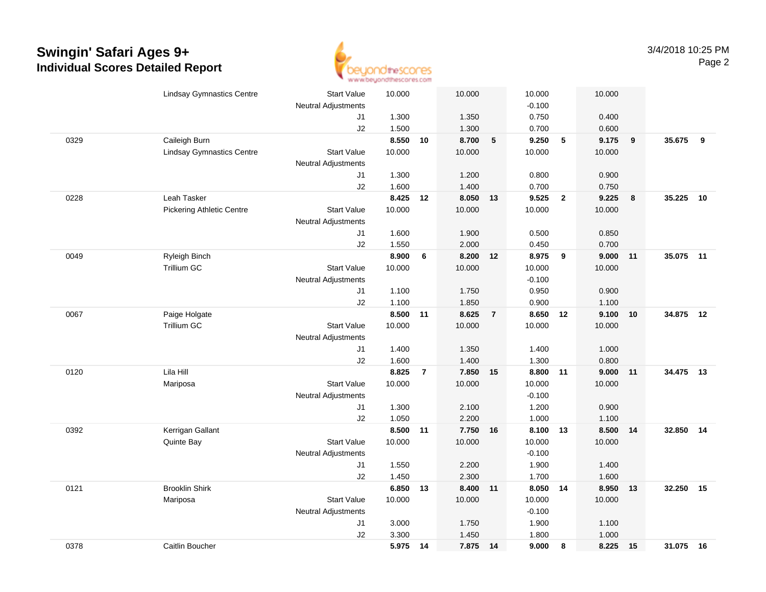# Swingin' Safari Ages 9+

## Individual Scores Detailed Report

3/4/2018 10:25 PM

| | | | | | | | | | | | | |
|---|---|---|---|---|---|---|---|---|---|---|---|---|
| | Lindsay Gymnastics Centre | Start Value | 10.000 | | 10.000 | | 10.000 | | 10.000 | | | |
| | | Neutral Adjustments | | | | | -0.100 | | | | | |
| | | J1 | 1.300 | | 1.350 | | 0.750 | | 0.400 | | | |
| | | J2 | 1.500 | | 1.300 | | 0.700 | | 0.600 | | | |
| 0329 | Caileigh Burn | | **8.550** | **10** | **8.700** | **5** | **9.250** | **5** | **9.175** | **9** | **35.675** | **9** |
| | Lindsay Gymnastics Centre | Start Value | 10.000 | | 10.000 | | 10.000 | | 10.000 | | | |
| | | Neutral Adjustments | | | | | | | | | | |
| | | J1 | 1.300 | | 1.200 | | 0.800 | | 0.900 | | | |
| | | J2 | 1.600 | | 1.400 | | 0.700 | | 0.750 | | | |
| 0228 | Leah Tasker | | **8.425** | **12** | **8.050** | **13** | **9.525** | **2** | **9.225** | **8** | **35.225** | **10** |
| | Pickering Athletic Centre | Start Value | 10.000 | | 10.000 | | 10.000 | | 10.000 | | | |
| | | Neutral Adjustments | | | | | | | | | | |
| | | J1 | 1.600 | | 1.900 | | 0.500 | | 0.850 | | | |
| | | J2 | 1.550 | | 2.000 | | 0.450 | | 0.700 | | | |
| 0049 | Ryleigh Binch | | **8.900** | **6** | **8.200** | **12** | **8.975** | **9** | **9.000** | **11** | **35.075** | **11** |
| | Trillium GC | Start Value | 10.000 | | 10.000 | | 10.000 | | 10.000 | | | |
| | | Neutral Adjustments | | | | | -0.100 | | | | | |
| | | J1 | 1.100 | | 1.750 | | 0.950 | | 0.900 | | | |
| | | J2 | 1.100 | | 1.850 | | 0.900 | | 1.100 | | | |
| 0067 | Paige Holgate | | **8.500** | **11** | **8.625** | **7** | **8.650** | **12** | **9.100** | **10** | **34.875** | **12** |
| | Trillium GC | Start Value | 10.000 | | 10.000 | | 10.000 | | 10.000 | | | |
| | | Neutral Adjustments | | | | | | | | | | |
| | | J1 | 1.400 | | 1.350 | | 1.400 | | 1.000 | | | |
| | | J2 | 1.600 | | 1.400 | | 1.300 | | 0.800 | | | |
| 0120 | Lila Hill | | **8.825** | **7** | **7.850** | **15** | **8.800** | **11** | **9.000** | **11** | **34.475** | **13** |
| | Mariposa | Start Value | 10.000 | | 10.000 | | 10.000 | | 10.000 | | | |
| | | Neutral Adjustments | | | | | -0.100 | | | | | |
| | | J1 | 1.300 | | 2.100 | | 1.200 | | 0.900 | | | |
| | | J2 | 1.050 | | 2.200 | | 1.000 | | 1.100 | | | |
| 0392 | Kerrigan Gallant | | **8.500** | **11** | **7.750** | **16** | **8.100** | **13** | **8.500** | **14** | **32.850** | **14** |
| | Quinte Bay | Start Value | 10.000 | | 10.000 | | 10.000 | | 10.000 | | | |
| | | Neutral Adjustments | | | | | -0.100 | | | | | |
| | | J1 | 1.550 | | 2.200 | | 1.900 | | 1.400 | | | |
| | | J2 | 1.450 | | 2.300 | | 1.700 | | 1.600 | | | |
| 0121 | Brooklin Shirk | | **6.850** | **13** | **8.400** | **11** | **8.050** | **14** | **8.950** | **13** | **32.250** | **15** |
| | Mariposa | Start Value | 10.000 | | 10.000 | | 10.000 | | 10.000 | | | |
| | | Neutral Adjustments | | | | | -0.100 | | | | | |
| | | J1 | 3.000 | | 1.750 | | 1.900 | | 1.100 | | | |
| | | J2 | 3.300 | | 1.450 | | 1.800 | | 1.000 | | | |
| 0378 | Caitlin Boucher | | **5.975** | **14** | **7.875** | **14** | **9.000** | **8** | **8.225** | **15** | **31.075** | **16** |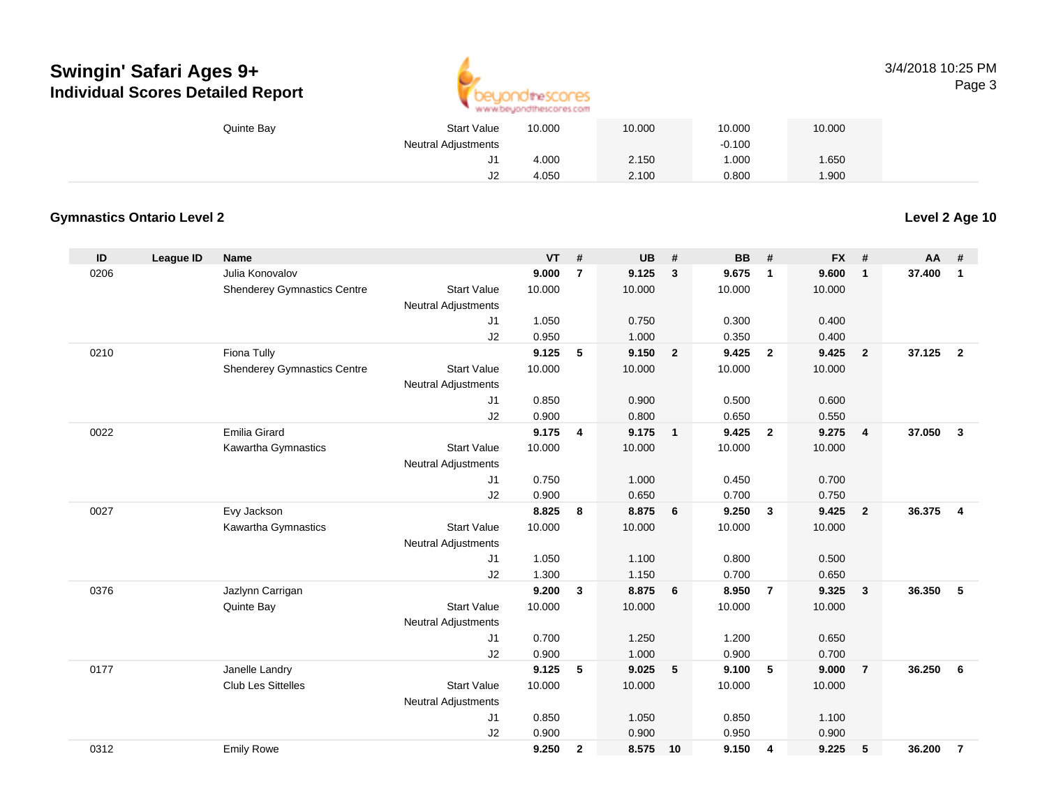# Swingin' Safari Ages 9+
## Individual Scores Detailed Report

| | | | | VT | # | UB | # | BB | # | FX | # | AA | # |
|---|---|---|---|---|---|---|---|---|---|---|---|---|---|
| | | Quinte Bay | Start Value | 10.000 | | 10.000 | | 10.000 | | 10.000 | | | |
| | | | Neutral Adjustments | | | | | -0.100 | | | | | |
| | | | J1 | 4.000 | | 2.150 | | 1.000 | | 1.650 | | | |
| | | | J2 | 4.050 | | 2.100 | | 0.800 | | 1.900 | | | |

### Gymnastics Ontario Level 2

**Level 2 Age 10**

| ID | League ID | Name | | VT | # | UB | # | BB | # | FX | # | AA | # |
|---|---|---|---|---|---|---|---|---|---|---|---|---|---|
| 0206 | | Julia Konovalov | | **9.000** | **7** | **9.125** | **3** | **9.675** | **1** | **9.600** | **1** | **37.400** | **1** |
| | | Shenderey Gymnastics Centre | Start Value | 10.000 | | 10.000 | | 10.000 | | 10.000 | | | |
| | | | Neutral Adjustments | | | | | | | | | | |
| | | | J1 | 1.050 | | 0.750 | | 0.300 | | 0.400 | | | |
| | | | J2 | 0.950 | | 1.000 | | 0.350 | | 0.400 | | | |
| 0210 | | Fiona Tully | | **9.125** | **5** | **9.150** | **2** | **9.425** | **2** | **9.425** | **2** | **37.125** | **2** |
| | | Shenderey Gymnastics Centre | Start Value | 10.000 | | 10.000 | | 10.000 | | 10.000 | | | |
| | | | Neutral Adjustments | | | | | | | | | | |
| | | | J1 | 0.850 | | 0.900 | | 0.500 | | 0.600 | | | |
| | | | J2 | 0.900 | | 0.800 | | 0.650 | | 0.550 | | | |
| 0022 | | Emilia Girard | | **9.175** | **4** | **9.175** | **1** | **9.425** | **2** | **9.275** | **4** | **37.050** | **3** |
| | | Kawartha Gymnastics | Start Value | 10.000 | | 10.000 | | 10.000 | | 10.000 | | | |
| | | | Neutral Adjustments | | | | | | | | | | |
| | | | J1 | 0.750 | | 1.000 | | 0.450 | | 0.700 | | | |
| | | | J2 | 0.900 | | 0.650 | | 0.700 | | 0.750 | | | |
| 0027 | | Evy Jackson | | **8.825** | **8** | **8.875** | **6** | **9.250** | **3** | **9.425** | **2** | **36.375** | **4** |
| | | Kawartha Gymnastics | Start Value | 10.000 | | 10.000 | | 10.000 | | 10.000 | | | |
| | | | Neutral Adjustments | | | | | | | | | | |
| | | | J1 | 1.050 | | 1.100 | | 0.800 | | 0.500 | | | |
| | | | J2 | 1.300 | | 1.150 | | 0.700 | | 0.650 | | | |
| 0376 | | Jazlynn Carrigan | | **9.200** | **3** | **8.875** | **6** | **8.950** | **7** | **9.325** | **3** | **36.350** | **5** |
| | | Quinte Bay | Start Value | 10.000 | | 10.000 | | 10.000 | | 10.000 | | | |
| | | | Neutral Adjustments | | | | | | | | | | |
| | | | J1 | 0.700 | | 1.250 | | 1.200 | | 0.650 | | | |
| | | | J2 | 0.900 | | 1.000 | | 0.900 | | 0.700 | | | |
| 0177 | | Janelle Landry | | **9.125** | **5** | **9.025** | **5** | **9.100** | **5** | **9.000** | **7** | **36.250** | **6** |
| | | Club Les Sittelles | Start Value | 10.000 | | 10.000 | | 10.000 | | 10.000 | | | |
| | | | Neutral Adjustments | | | | | | | | | | |
| | | | J1 | 0.850 | | 1.050 | | 0.850 | | 1.100 | | | |
| | | | J2 | 0.900 | | 0.900 | | 0.950 | | 0.900 | | | |
| 0312 | | Emily Rowe | | **9.250** | **2** | **8.575** | **10** | **9.150** | **4** | **9.225** | **5** | **36.200** | **7** |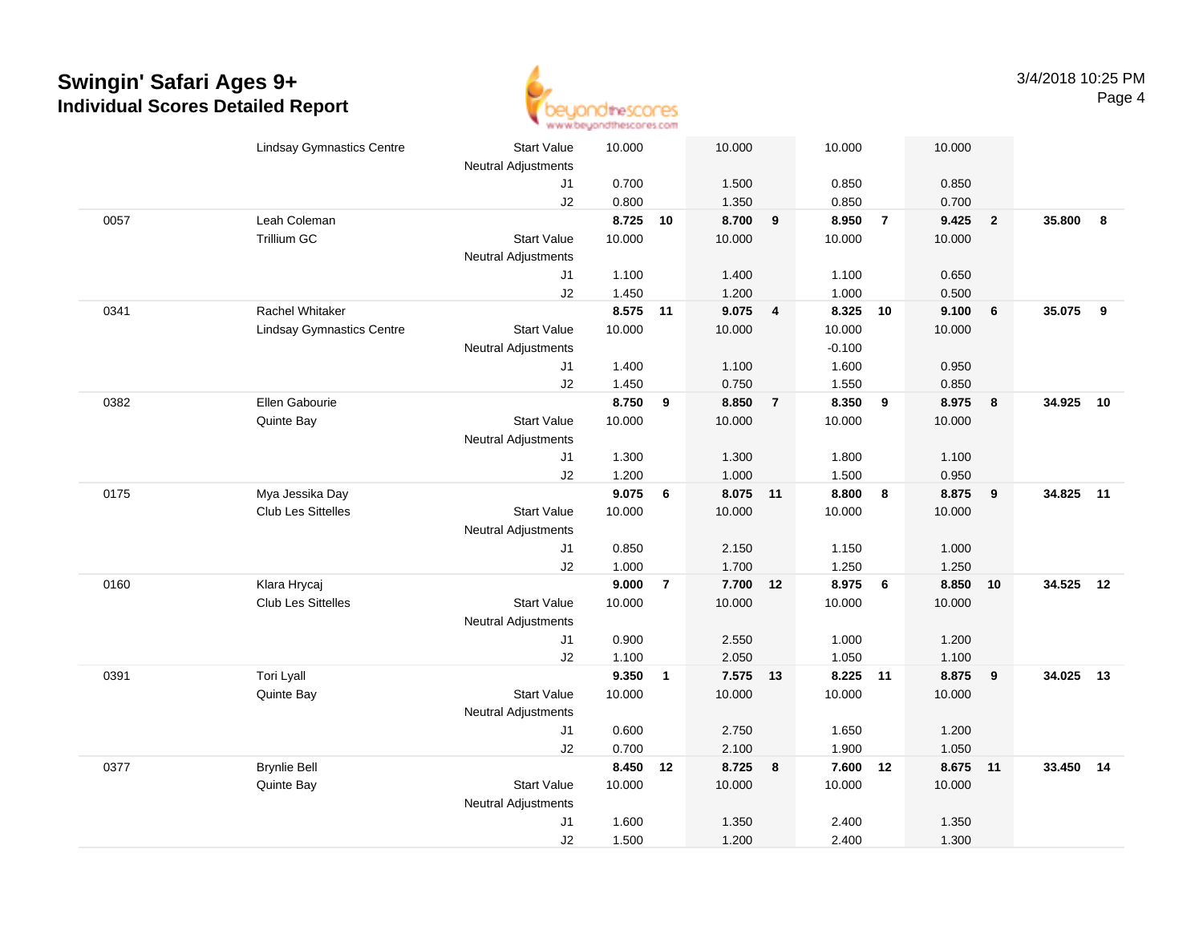# Swingin' Safari Ages 9+

## Individual Scores Detailed Report

3/4/2018 10:25 PM

| | | | | | | | | | | | | |
|---|---|---|---|---|---|---|---|---|---|---|---|---|
| | Lindsay Gymnastics Centre | Start Value | 10.000 | | 10.000 | | 10.000 | | 10.000 | | | |
| | | Neutral Adjustments | | | | | | | | | | |
| | | J1 | 0.700 | | 1.500 | | 0.850 | | 0.850 | | | |
| | | J2 | 0.800 | | 1.350 | | 0.850 | | 0.700 | | | |
| 0057 | Leah Coleman | | **8.725** | **10** | **8.700** | **9** | **8.950** | **7** | **9.425** | **2** | **35.800** | **8** |
| | Trillium GC | Start Value | 10.000 | | 10.000 | | 10.000 | | 10.000 | | | |
| | | Neutral Adjustments | | | | | | | | | | |
| | | J1 | 1.100 | | 1.400 | | 1.100 | | 0.650 | | | |
| | | J2 | 1.450 | | 1.200 | | 1.000 | | 0.500 | | | |
| 0341 | Rachel Whitaker | | **8.575** | **11** | **9.075** | **4** | **8.325** | **10** | **9.100** | **6** | **35.075** | **9** |
| | Lindsay Gymnastics Centre | Start Value | 10.000 | | 10.000 | | 10.000 | | 10.000 | | | |
| | | Neutral Adjustments | | | | | -0.100 | | | | | |
| | | J1 | 1.400 | | 1.100 | | 1.600 | | 0.950 | | | |
| | | J2 | 1.450 | | 0.750 | | 1.550 | | 0.850 | | | |
| 0382 | Ellen Gabourie | | **8.750** | **9** | **8.850** | **7** | **8.350** | **9** | **8.975** | **8** | **34.925** | **10** |
| | Quinte Bay | Start Value | 10.000 | | 10.000 | | 10.000 | | 10.000 | | | |
| | | Neutral Adjustments | | | | | | | | | | |
| | | J1 | 1.300 | | 1.300 | | 1.800 | | 1.100 | | | |
| | | J2 | 1.200 | | 1.000 | | 1.500 | | 0.950 | | | |
| 0175 | Mya Jessika Day | | **9.075** | **6** | **8.075** | **11** | **8.800** | **8** | **8.875** | **9** | **34.825** | **11** |
| | Club Les Sittelles | Start Value | 10.000 | | 10.000 | | 10.000 | | 10.000 | | | |
| | | Neutral Adjustments | | | | | | | | | | |
| | | J1 | 0.850 | | 2.150 | | 1.150 | | 1.000 | | | |
| | | J2 | 1.000 | | 1.700 | | 1.250 | | 1.250 | | | |
| 0160 | Klara Hrycaj | | **9.000** | **7** | **7.700** | **12** | **8.975** | **6** | **8.850** | **10** | **34.525** | **12** |
| | Club Les Sittelles | Start Value | 10.000 | | 10.000 | | 10.000 | | 10.000 | | | |
| | | Neutral Adjustments | | | | | | | | | | |
| | | J1 | 0.900 | | 2.550 | | 1.000 | | 1.200 | | | |
| | | J2 | 1.100 | | 2.050 | | 1.050 | | 1.100 | | | |
| 0391 | Tori Lyall | | **9.350** | **1** | **7.575** | **13** | **8.225** | **11** | **8.875** | **9** | **34.025** | **13** |
| | Quinte Bay | Start Value | 10.000 | | 10.000 | | 10.000 | | 10.000 | | | |
| | | Neutral Adjustments | | | | | | | | | | |
| | | J1 | 0.600 | | 2.750 | | 1.650 | | 1.200 | | | |
| | | J2 | 0.700 | | 2.100 | | 1.900 | | 1.050 | | | |
| 0377 | Brynlie Bell | | **8.450** | **12** | **8.725** | **8** | **7.600** | **12** | **8.675** | **11** | **33.450** | **14** |
| | Quinte Bay | Start Value | 10.000 | | 10.000 | | 10.000 | | 10.000 | | | |
| | | Neutral Adjustments | | | | | | | | | | |
| | | J1 | 1.600 | | 1.350 | | 2.400 | | 1.350 | | | |
| | | J2 | 1.500 | | 1.200 | | 2.400 | | 1.300 | | | |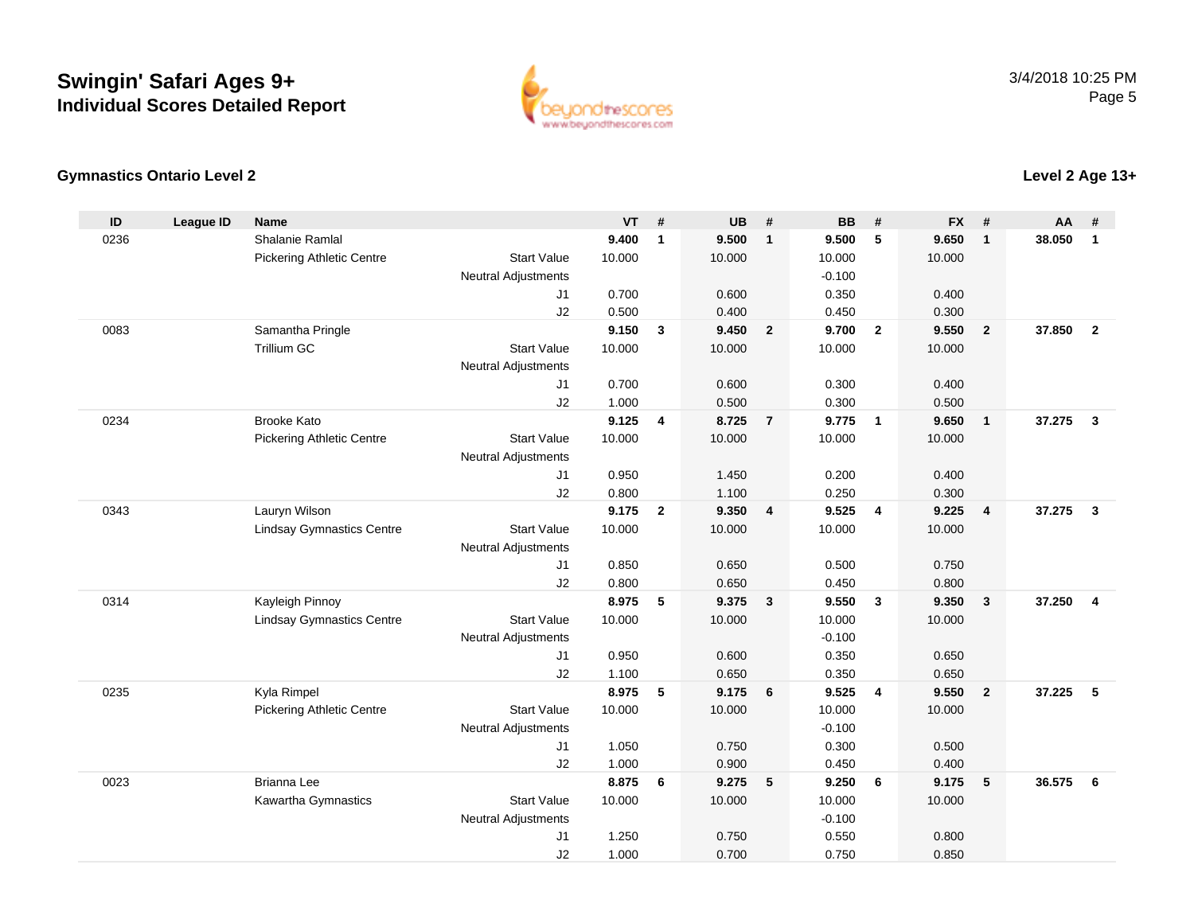# Swingin' Safari Ages 9+

## Individual Scores Detailed Report

3/4/2018 10:25 PM

### Gymnastics Ontario Level 2

### Level 2 Age 13+

| ID | League ID | Name | | VT | # | UB | # | BB | # | FX | # | AA | # |
|---|---|---|---|---|---|---|---|---|---|---|---|---|---|
| 0236 | | Shalanie Ramlal | | **9.400** | **1** | **9.500** | **1** | **9.500** | **5** | **9.650** | **1** | **38.050** | **1** |
| | | Pickering Athletic Centre | Start Value | 10.000 | | 10.000 | | 10.000 | | 10.000 | | | |
| | | | Neutral Adjustments | | | | | -0.100 | | | | | |
| | | | J1 | 0.700 | | 0.600 | | 0.350 | | 0.400 | | | |
| | | | J2 | 0.500 | | 0.400 | | 0.450 | | 0.300 | | | |
| 0083 | | Samantha Pringle | | **9.150** | **3** | **9.450** | **2** | **9.700** | **2** | **9.550** | **2** | **37.850** | **2** |
| | | Trillium GC | Start Value | 10.000 | | 10.000 | | 10.000 | | 10.000 | | | |
| | | | Neutral Adjustments | | | | | | | | | | |
| | | | J1 | 0.700 | | 0.600 | | 0.300 | | 0.400 | | | |
| | | | J2 | 1.000 | | 0.500 | | 0.300 | | 0.500 | | | |
| 0234 | | Brooke Kato | | **9.125** | **4** | **8.725** | **7** | **9.775** | **1** | **9.650** | **1** | **37.275** | **3** |
| | | Pickering Athletic Centre | Start Value | 10.000 | | 10.000 | | 10.000 | | 10.000 | | | |
| | | | Neutral Adjustments | | | | | | | | | | |
| | | | J1 | 0.950 | | 1.450 | | 0.200 | | 0.400 | | | |
| | | | J2 | 0.800 | | 1.100 | | 0.250 | | 0.300 | | | |
| 0343 | | Lauryn Wilson | | **9.175** | **2** | **9.350** | **4** | **9.525** | **4** | **9.225** | **4** | **37.275** | **3** |
| | | Lindsay Gymnastics Centre | Start Value | 10.000 | | 10.000 | | 10.000 | | 10.000 | | | |
| | | | Neutral Adjustments | | | | | | | | | | |
| | | | J1 | 0.850 | | 0.650 | | 0.500 | | 0.750 | | | |
| | | | J2 | 0.800 | | 0.650 | | 0.450 | | 0.800 | | | |
| 0314 | | Kayleigh Pinnoy | | **8.975** | **5** | **9.375** | **3** | **9.550** | **3** | **9.350** | **3** | **37.250** | **4** |
| | | Lindsay Gymnastics Centre | Start Value | 10.000 | | 10.000 | | 10.000 | | 10.000 | | | |
| | | | Neutral Adjustments | | | | | -0.100 | | | | | |
| | | | J1 | 0.950 | | 0.600 | | 0.350 | | 0.650 | | | |
| | | | J2 | 1.100 | | 0.650 | | 0.350 | | 0.650 | | | |
| 0235 | | Kyla Rimpel | | **8.975** | **5** | **9.175** | **6** | **9.525** | **4** | **9.550** | **2** | **37.225** | **5** |
| | | Pickering Athletic Centre | Start Value | 10.000 | | 10.000 | | 10.000 | | 10.000 | | | |
| | | | Neutral Adjustments | | | | | -0.100 | | | | | |
| | | | J1 | 1.050 | | 0.750 | | 0.300 | | 0.500 | | | |
| | | | J2 | 1.000 | | 0.900 | | 0.450 | | 0.400 | | | |
| 0023 | | Brianna Lee | | **8.875** | **6** | **9.275** | **5** | **9.250** | **6** | **9.175** | **5** | **36.575** | **6** |
| | | Kawartha Gymnastics | Start Value | 10.000 | | 10.000 | | 10.000 | | 10.000 | | | |
| | | | Neutral Adjustments | | | | | -0.100 | | | | | |
| | | | J1 | 1.250 | | 0.750 | | 0.550 | | 0.800 | | | |
| | | | J2 | 1.000 | | 0.700 | | 0.750 | | 0.850 | | | |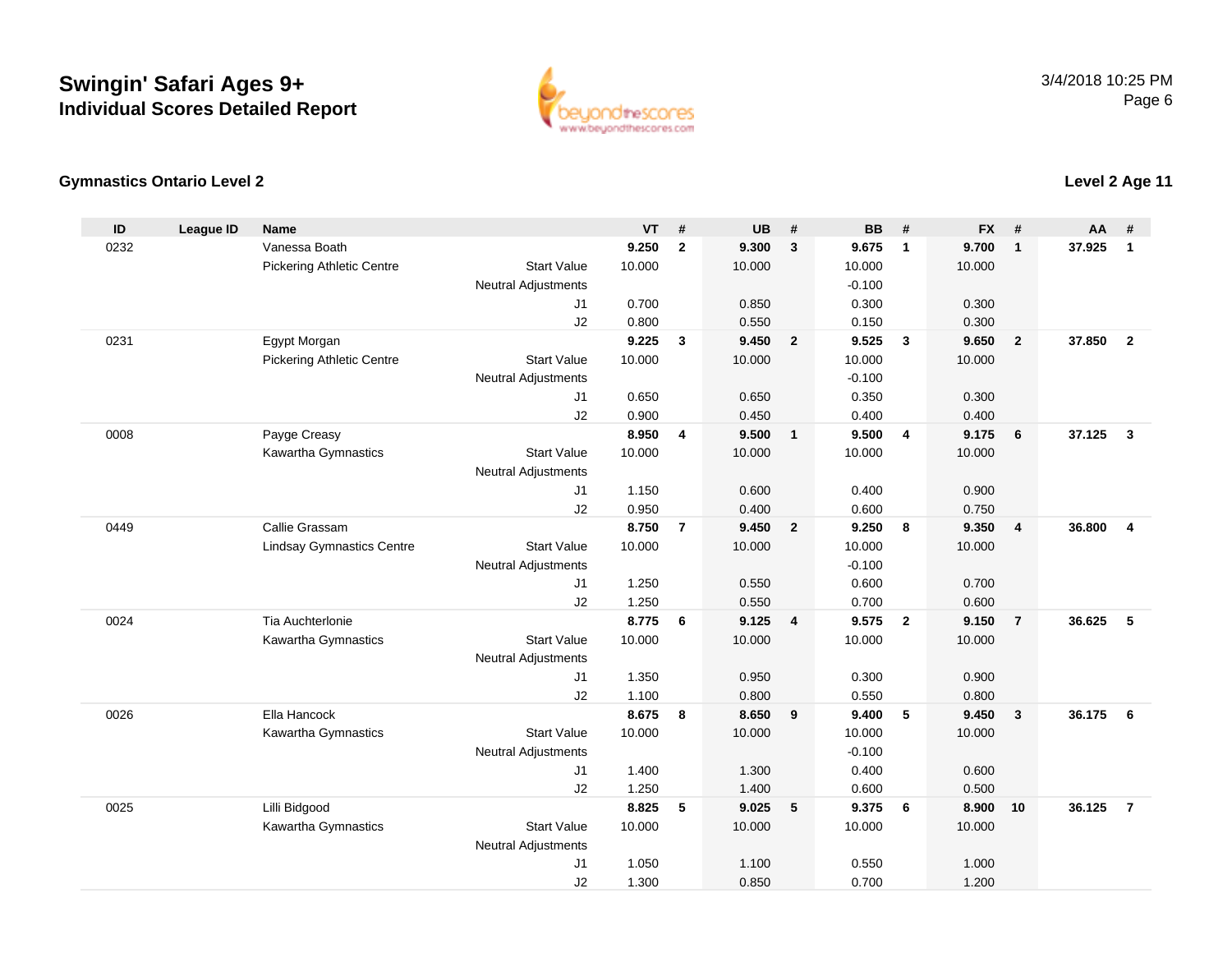# Swingin' Safari Ages 9+
## Individual Scores Detailed Report

3/4/2018 10:25 PM

### Gymnastics Ontario Level 2

### Level 2 Age 11

| ID | League ID | Name | | VT | # | UB | # | BB | # | FX | # | AA | # |
|---|---|---|---|---|---|---|---|---|---|---|---|---|---|
| 0232 | | Vanessa Boath | | **9.250** | **2** | **9.300** | **3** | **9.675** | **1** | **9.700** | **1** | **37.925** | **1** |
| | | Pickering Athletic Centre | Start Value | 10.000 | | 10.000 | | 10.000 | | 10.000 | | | |
| | | | Neutral Adjustments | | | | | -0.100 | | | | | |
| | | | J1 | 0.700 | | 0.850 | | 0.300 | | 0.300 | | | |
| | | | J2 | 0.800 | | 0.550 | | 0.150 | | 0.300 | | | |
| 0231 | | Egypt Morgan | | **9.225** | **3** | **9.450** | **2** | **9.525** | **3** | **9.650** | **2** | **37.850** | **2** |
| | | Pickering Athletic Centre | Start Value | 10.000 | | 10.000 | | 10.000 | | 10.000 | | | |
| | | | Neutral Adjustments | | | | | -0.100 | | | | | |
| | | | J1 | 0.650 | | 0.650 | | 0.350 | | 0.300 | | | |
| | | | J2 | 0.900 | | 0.450 | | 0.400 | | 0.400 | | | |
| 0008 | | Payge Creasy | | **8.950** | **4** | **9.500** | **1** | **9.500** | **4** | **9.175** | **6** | **37.125** | **3** |
| | | Kawartha Gymnastics | Start Value | 10.000 | | 10.000 | | 10.000 | | 10.000 | | | |
| | | | Neutral Adjustments | | | | | | | | | | |
| | | | J1 | 1.150 | | 0.600 | | 0.400 | | 0.900 | | | |
| | | | J2 | 0.950 | | 0.400 | | 0.600 | | 0.750 | | | |
| 0449 | | Callie Grassam | | **8.750** | **7** | **9.450** | **2** | **9.250** | **8** | **9.350** | **4** | **36.800** | **4** |
| | | Lindsay Gymnastics Centre | Start Value | 10.000 | | 10.000 | | 10.000 | | 10.000 | | | |
| | | | Neutral Adjustments | | | | | -0.100 | | | | | |
| | | | J1 | 1.250 | | 0.550 | | 0.600 | | 0.700 | | | |
| | | | J2 | 1.250 | | 0.550 | | 0.700 | | 0.600 | | | |
| 0024 | | Tia Auchterlonie | | **8.775** | **6** | **9.125** | **4** | **9.575** | **2** | **9.150** | **7** | **36.625** | **5** |
| | | Kawartha Gymnastics | Start Value | 10.000 | | 10.000 | | 10.000 | | 10.000 | | | |
| | | | Neutral Adjustments | | | | | | | | | | |
| | | | J1 | 1.350 | | 0.950 | | 0.300 | | 0.900 | | | |
| | | | J2 | 1.100 | | 0.800 | | 0.550 | | 0.800 | | | |
| 0026 | | Ella Hancock | | **8.675** | **8** | **8.650** | **9** | **9.400** | **5** | **9.450** | **3** | **36.175** | **6** |
| | | Kawartha Gymnastics | Start Value | 10.000 | | 10.000 | | 10.000 | | 10.000 | | | |
| | | | Neutral Adjustments | | | | | -0.100 | | | | | |
| | | | J1 | 1.400 | | 1.300 | | 0.400 | | 0.600 | | | |
| | | | J2 | 1.250 | | 1.400 | | 0.600 | | 0.500 | | | |
| 0025 | | Lilli Bidgood | | **8.825** | **5** | **9.025** | **5** | **9.375** | **6** | **8.900** | **10** | **36.125** | **7** |
| | | Kawartha Gymnastics | Start Value | 10.000 | | 10.000 | | 10.000 | | 10.000 | | | |
| | | | Neutral Adjustments | | | | | | | | | | |
| | | | J1 | 1.050 | | 1.100 | | 0.550 | | 1.000 | | | |
| | | | J2 | 1.300 | | 0.850 | | 0.700 | | 1.200 | | | |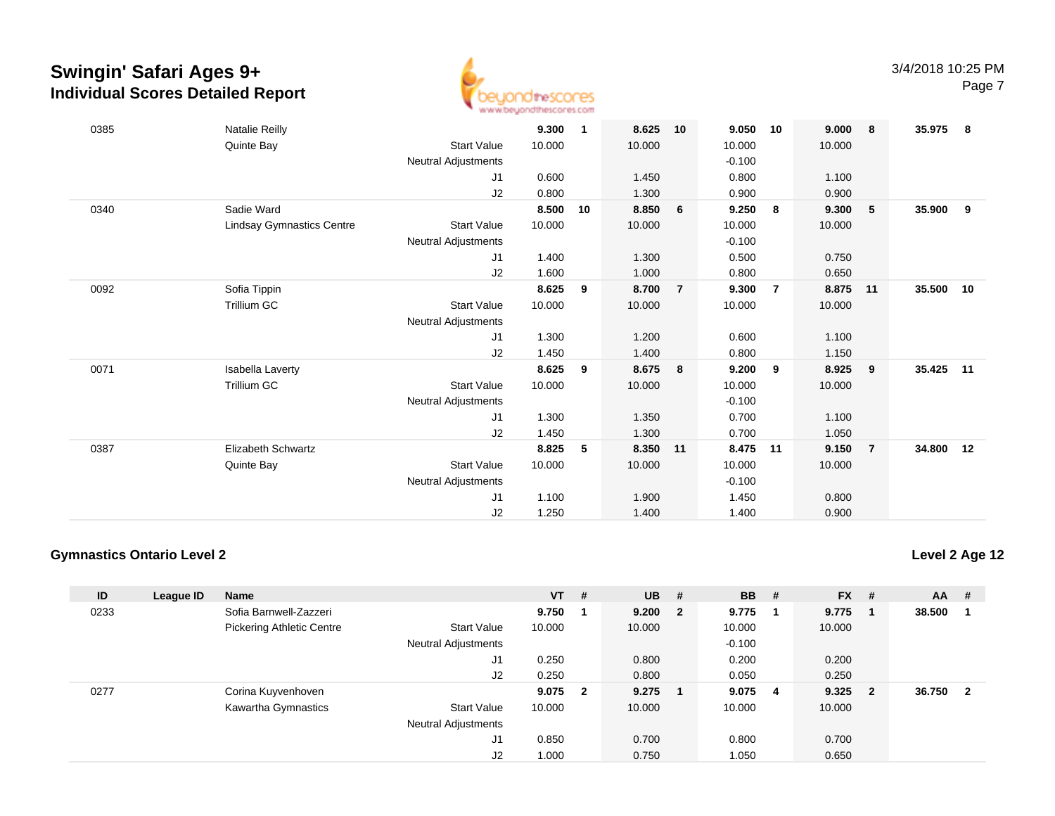# Swingin' Safari Ages 9+

## Individual Scores Detailed Report

3/4/2018 10:25 PM

| ID | League ID | Name | | VT | # | UB | # | BB | # | FX | # | AA | # |
|---|---|---|---|---|---|---|---|---|---|---|---|---|---|
| 0385 | | Natalie Reilly | | **9.300** | **1** | **8.625** | **10** | **9.050** | **10** | **9.000** | **8** | **35.975** | **8** |
| | | Quinte Bay | Start Value | 10.000 | | 10.000 | | 10.000 | | 10.000 | | | |
| | | | Neutral Adjustments | | | | | -0.100 | | | | | |
| | | | J1 | 0.600 | | 1.450 | | 0.800 | | 1.100 | | | |
| | | | J2 | 0.800 | | 1.300 | | 0.900 | | 0.900 | | | |
| 0340 | | Sadie Ward | | **8.500** | **10** | **8.850** | **6** | **9.250** | **8** | **9.300** | **5** | **35.900** | **9** |
| | | Lindsay Gymnastics Centre | Start Value | 10.000 | | 10.000 | | 10.000 | | 10.000 | | | |
| | | | Neutral Adjustments | | | | | -0.100 | | | | | |
| | | | J1 | 1.400 | | 1.300 | | 0.500 | | 0.750 | | | |
| | | | J2 | 1.600 | | 1.000 | | 0.800 | | 0.650 | | | |
| 0092 | | Sofia Tippin | | **8.625** | **9** | **8.700** | **7** | **9.300** | **7** | **8.875** | **11** | **35.500** | **10** |
| | | Trillium GC | Start Value | 10.000 | | 10.000 | | 10.000 | | 10.000 | | | |
| | | | Neutral Adjustments | | | | | | | | | | |
| | | | J1 | 1.300 | | 1.200 | | 0.600 | | 1.100 | | | |
| | | | J2 | 1.450 | | 1.400 | | 0.800 | | 1.150 | | | |
| 0071 | | Isabella Laverty | | **8.625** | **9** | **8.675** | **8** | **9.200** | **9** | **8.925** | **9** | **35.425** | **11** |
| | | Trillium GC | Start Value | 10.000 | | 10.000 | | 10.000 | | 10.000 | | | |
| | | | Neutral Adjustments | | | | | -0.100 | | | | | |
| | | | J1 | 1.300 | | 1.350 | | 0.700 | | 1.100 | | | |
| | | | J2 | 1.450 | | 1.300 | | 0.700 | | 1.050 | | | |
| 0387 | | Elizabeth Schwartz | | **8.825** | **5** | **8.350** | **11** | **8.475** | **11** | **9.150** | **7** | **34.800** | **12** |
| | | Quinte Bay | Start Value | 10.000 | | 10.000 | | 10.000 | | 10.000 | | | |
| | | | Neutral Adjustments | | | | | -0.100 | | | | | |
| | | | J1 | 1.100 | | 1.900 | | 1.450 | | 0.800 | | | |
| | | | J2 | 1.250 | | 1.400 | | 1.400 | | 0.900 | | | |

### Gymnastics Ontario Level 2

**Level 2 Age 12**

| ID | League ID | Name | | VT | # | UB | # | BB | # | FX | # | AA | # |
|---|---|---|---|---|---|---|---|---|---|---|---|---|---|
| 0233 | | Sofia Barnwell-Zazzeri | | **9.750** | **1** | **9.200** | **2** | **9.775** | **1** | **9.775** | **1** | **38.500** | **1** |
| | | Pickering Athletic Centre | Start Value | 10.000 | | 10.000 | | 10.000 | | 10.000 | | | |
| | | | Neutral Adjustments | | | | | -0.100 | | | | | |
| | | | J1 | 0.250 | | 0.800 | | 0.200 | | 0.200 | | | |
| | | | J2 | 0.250 | | 0.800 | | 0.050 | | 0.250 | | | |
| 0277 | | Corina Kuyvenhoven | | **9.075** | **2** | **9.275** | **1** | **9.075** | **4** | **9.325** | **2** | **36.750** | **2** |
| | | Kawartha Gymnastics | Start Value | 10.000 | | 10.000 | | 10.000 | | 10.000 | | | |
| | | | Neutral Adjustments | | | | | | | | | | |
| | | | J1 | 0.850 | | 0.700 | | 0.800 | | 0.700 | | | |
| | | | J2 | 1.000 | | 0.750 | | 1.050 | | 0.650 | | | |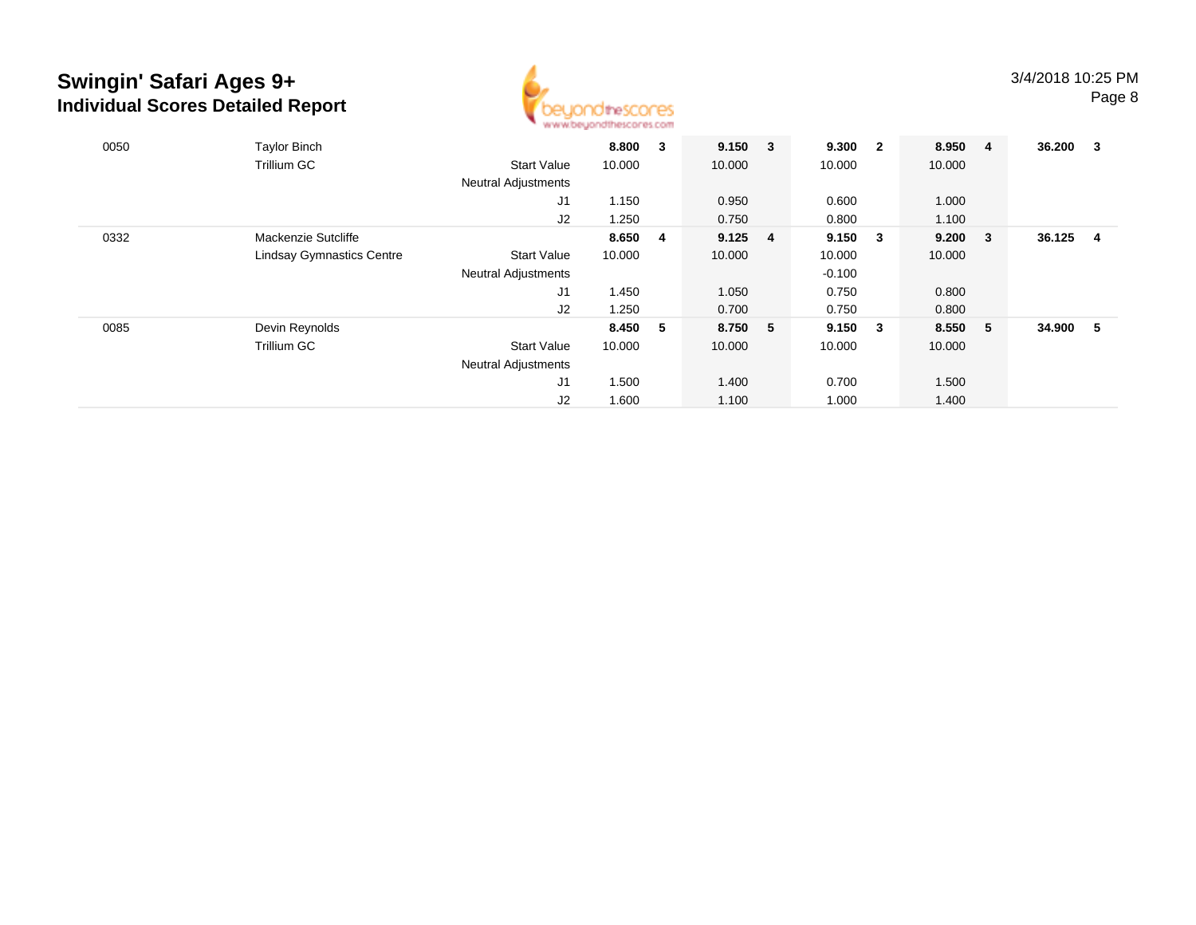# Swingin' Safari Ages 9+

## Individual Scores Detailed Report

3/4/2018 10:25 PM

| | | | | | | | | | | | | |
|---|---|---|---|---|---|---|---|---|---|---|---|---|
| 0050 | Taylor Binch | | **8.800** | **3** | **9.150** | **3** | **9.300** | **2** | **8.950** | **4** | **36.200** | **3** |
| | Trillium GC | Start Value | 10.000 | | 10.000 | | 10.000 | | 10.000 | | | |
| | | Neutral Adjustments | | | | | | | | | | |
| | | J1 | 1.150 | | 0.950 | | 0.600 | | 1.000 | | | |
| | | J2 | 1.250 | | 0.750 | | 0.800 | | 1.100 | | | |
| 0332 | Mackenzie Sutcliffe | | **8.650** | **4** | **9.125** | **4** | **9.150** | **3** | **9.200** | **3** | **36.125** | **4** |
| | Lindsay Gymnastics Centre | Start Value | 10.000 | | 10.000 | | 10.000 | | 10.000 | | | |
| | | Neutral Adjustments | | | | | -0.100 | | | | | |
| | | J1 | 1.450 | | 1.050 | | 0.750 | | 0.800 | | | |
| | | J2 | 1.250 | | 0.700 | | 0.750 | | 0.800 | | | |
| 0085 | Devin Reynolds | | **8.450** | **5** | **8.750** | **5** | **9.150** | **3** | **8.550** | **5** | **34.900** | **5** |
| | Trillium GC | Start Value | 10.000 | | 10.000 | | 10.000 | | 10.000 | | | |
| | | Neutral Adjustments | | | | | | | | | | |
| | | J1 | 1.500 | | 1.400 | | 0.700 | | 1.500 | | | |
| | | J2 | 1.600 | | 1.100 | | 1.000 | | 1.400 | | | |